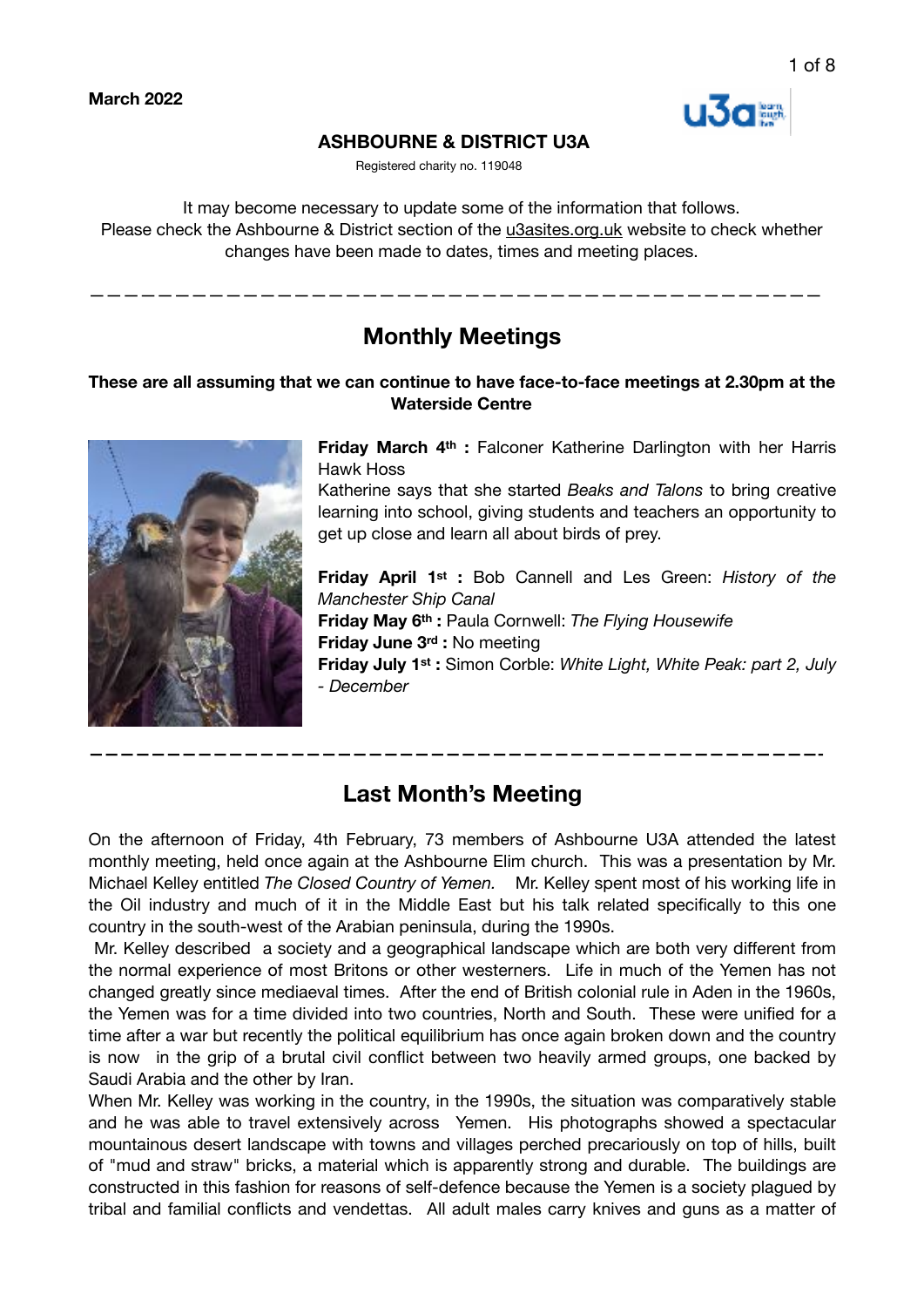**March 2022**

**ASHBOURNE & DISTRICT U3A**

Registered charity no. 119048

It may become necessary to update some of the information that follows.
Please check the Ashbourne & District section of the u3asites.org.uk website to check whether changes have been made to dates, times and meeting places.

---

## Monthly Meetings

**These are all assuming that we can continue to have face-to-face meetings at 2.30pm at the Waterside Centre**

**Friday March 4th :** Falconer Katherine Darlington with her Harris Hawk Hoss
Katherine says that she started *Beaks and Talons* to bring creative learning into school, giving students and teachers an opportunity to get up close and learn all about birds of prey.

**Friday April 1st :** Bob Cannell and Les Green: *History of the Manchester Ship Canal*
**Friday May 6th :** Paula Cornwell: *The Flying Housewife*
**Friday June 3rd :** No meeting
**Friday July 1st :** Simon Corble: *White Light, White Peak: part 2, July - December*

---

## Last Month's Meeting

On the afternoon of Friday, 4th February, 73 members of Ashbourne U3A attended the latest monthly meeting, held once again at the Ashbourne Elim church. This was a presentation by Mr. Michael Kelley entitled *The Closed Country of Yemen.* Mr. Kelley spent most of his working life in the Oil industry and much of it in the Middle East but his talk related specifically to this one country in the south-west of the Arabian peninsula, during the 1990s.

Mr. Kelley described a society and a geographical landscape which are both very different from the normal experience of most Britons or other westerners. Life in much of the Yemen has not changed greatly since mediaeval times. After the end of British colonial rule in Aden in the 1960s, the Yemen was for a time divided into two countries, North and South. These were unified for a time after a war but recently the political equilibrium has once again broken down and the country is now in the grip of a brutal civil conflict between two heavily armed groups, one backed by Saudi Arabia and the other by Iran.

When Mr. Kelley was working in the country, in the 1990s, the situation was comparatively stable and he was able to travel extensively across Yemen. His photographs showed a spectacular mountainous desert landscape with towns and villages perched precariously on top of hills, built of "mud and straw" bricks, a material which is apparently strong and durable. The buildings are constructed in this fashion for reasons of self-defence because the Yemen is a society plagued by tribal and familial conflicts and vendettas. All adult males carry knives and guns as a matter of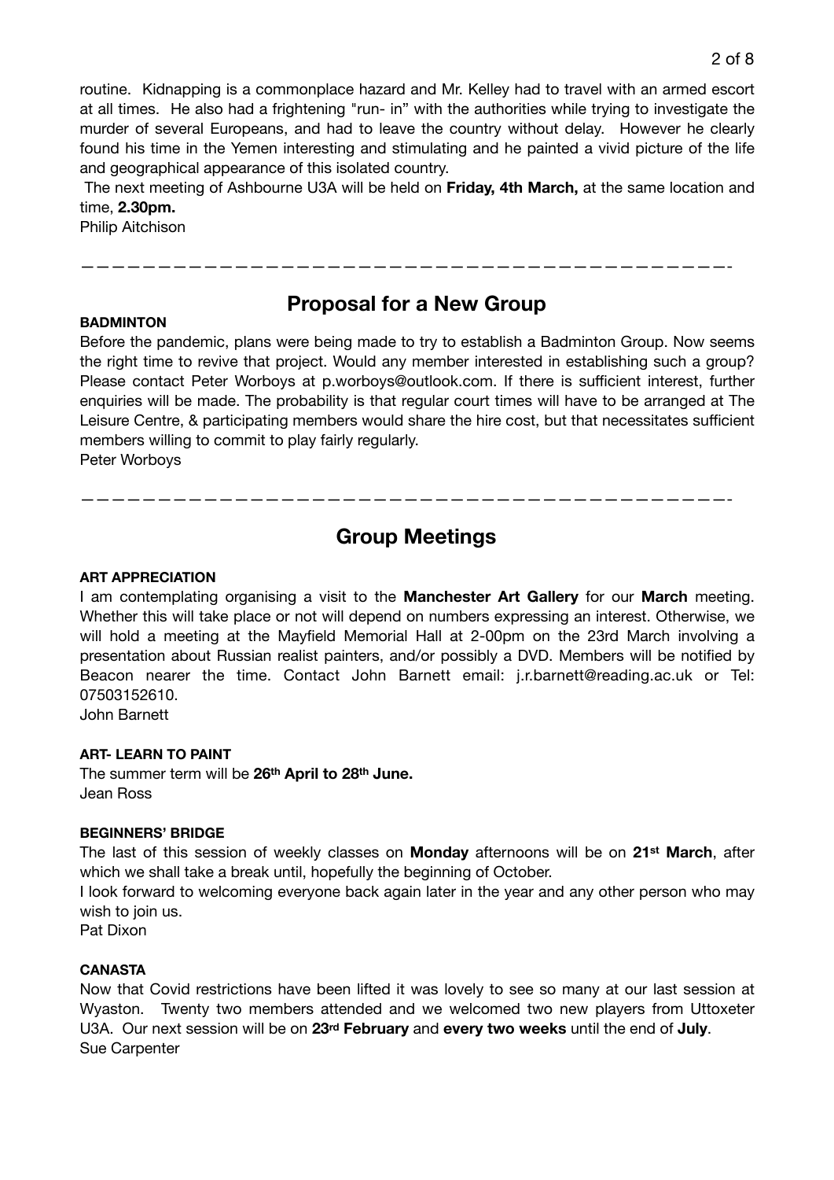routine. Kidnapping is a commonplace hazard and Mr. Kelley had to travel with an armed escort at all times. He also had a frightening "run- in" with the authorities while trying to investigate the murder of several Europeans, and had to leave the country without delay. However he clearly found his time in the Yemen interesting and stimulating and he painted a vivid picture of the life and geographical appearance of this isolated country.

The next meeting of Ashbourne U3A will be held on **Friday, 4th March,** at the same location and time, **2.30pm.**

Philip Aitchison

---

## Proposal for a New Group

**BADMINTON**

Before the pandemic, plans were being made to try to establish a Badminton Group. Now seems the right time to revive that project. Would any member interested in establishing such a group? Please contact Peter Worboys at p.worboys@outlook.com. If there is sufficient interest, further enquiries will be made. The probability is that regular court times will have to be arranged at The Leisure Centre, & participating members would share the hire cost, but that necessitates sufficient members willing to commit to play fairly regularly.

Peter Worboys

---

## Group Meetings

**ART APPRECIATION**

I am contemplating organising a visit to the **Manchester Art Gallery** for our **March** meeting. Whether this will take place or not will depend on numbers expressing an interest. Otherwise, we will hold a meeting at the Mayfield Memorial Hall at 2-00pm on the 23rd March involving a presentation about Russian realist painters, and/or possibly a DVD. Members will be notified by Beacon nearer the time. Contact John Barnett email: j.r.barnett@reading.ac.uk or Tel: 07503152610.

John Barnett

**ART- LEARN TO PAINT**

The summer term will be **26th April to 28th June.**

Jean Ross

**BEGINNERS' BRIDGE**

The last of this session of weekly classes on **Monday** afternoons will be on **21st March**, after which we shall take a break until, hopefully the beginning of October.

I look forward to welcoming everyone back again later in the year and any other person who may wish to join us.

Pat Dixon

**CANASTA**

Now that Covid restrictions have been lifted it was lovely to see so many at our last session at Wyaston. Twenty two members attended and we welcomed two new players from Uttoxeter U3A. Our next session will be on **23rd February** and **every two weeks** until the end of **July**.

Sue Carpenter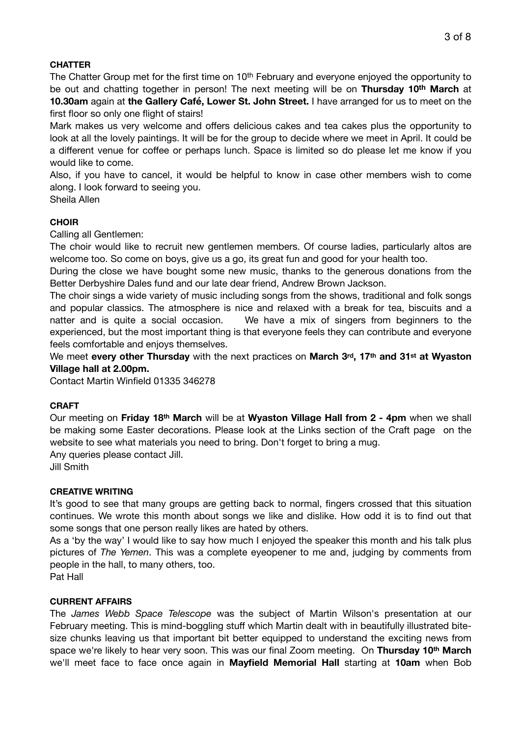**CHATTER**

The Chatter Group met for the first time on 10th February and everyone enjoyed the opportunity to be out and chatting together in person! The next meeting will be on **Thursday 10th March** at **10.30am** again at **the Gallery Café, Lower St. John Street.** I have arranged for us to meet on the first floor so only one flight of stairs!

Mark makes us very welcome and offers delicious cakes and tea cakes plus the opportunity to look at all the lovely paintings. It will be for the group to decide where we meet in April. It could be a different venue for coffee or perhaps lunch. Space is limited so do please let me know if you would like to come.

Also, if you have to cancel, it would be helpful to know in case other members wish to come along. I look forward to seeing you.

Sheila Allen

**CHOIR**

Calling all Gentlemen:

The choir would like to recruit new gentlemen members. Of course ladies, particularly altos are welcome too. So come on boys, give us a go, its great fun and good for your health too.

During the close we have bought some new music, thanks to the generous donations from the Better Derbyshire Dales fund and our late dear friend, Andrew Brown Jackson.

The choir sings a wide variety of music including songs from the shows, traditional and folk songs and popular classics. The atmosphere is nice and relaxed with a break for tea, biscuits and a natter and is quite a social occasion. We have a mix of singers from beginners to the experienced, but the most important thing is that everyone feels they can contribute and everyone feels comfortable and enjoys themselves.

We meet **every other Thursday** with the next practices on **March 3rd, 17th and 31st at Wyaston Village hall at 2.00pm.**

Contact Martin Winfield 01335 346278

**CRAFT**

Our meeting on **Friday 18th March** will be at **Wyaston Village Hall from 2 - 4pm** when we shall be making some Easter decorations. Please look at the Links section of the Craft page on the website to see what materials you need to bring. Don't forget to bring a mug.

Any queries please contact Jill.

Jill Smith

**CREATIVE WRITING**

It's good to see that many groups are getting back to normal, fingers crossed that this situation continues. We wrote this month about songs we like and dislike. How odd it is to find out that some songs that one person really likes are hated by others.

As a 'by the way' I would like to say how much I enjoyed the speaker this month and his talk plus pictures of *The Yemen*. This was a complete eyeopener to me and, judging by comments from people in the hall, to many others, too.

Pat Hall

**CURRENT AFFAIRS**

The *James Webb Space Telescope* was the subject of Martin Wilson's presentation at our February meeting. This is mind-boggling stuff which Martin dealt with in beautifully illustrated bite-size chunks leaving us that important bit better equipped to understand the exciting news from space we're likely to hear very soon. This was our final Zoom meeting. On **Thursday 10th March** we'll meet face to face once again in **Mayfield Memorial Hall** starting at **10am** when Bob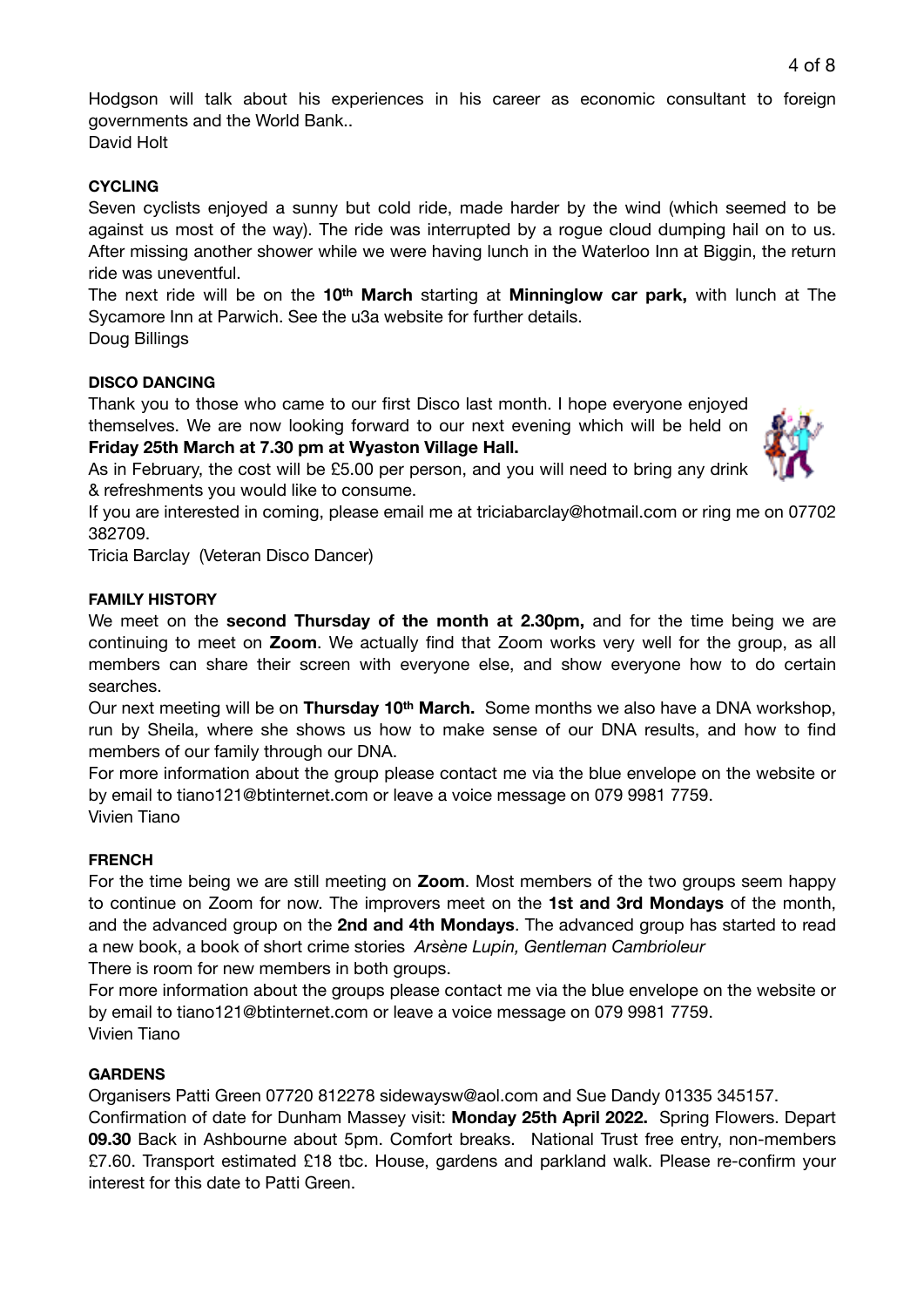Hodgson will talk about his experiences in his career as economic consultant to foreign governments and the World Bank..
David Holt

**CYCLING**

Seven cyclists enjoyed a sunny but cold ride, made harder by the wind (which seemed to be against us most of the way). The ride was interrupted by a rogue cloud dumping hail on to us. After missing another shower while we were having lunch in the Waterloo Inn at Biggin, the return ride was uneventful.

The next ride will be on the **10th March** starting at **Minninglow car park,** with lunch at The Sycamore Inn at Parwich. See the u3a website for further details.
Doug Billings

**DISCO DANCING**

Thank you to those who came to our first Disco last month. I hope everyone enjoyed themselves. We are now looking forward to our next evening which will be held on **Friday 25th March at 7.30 pm at Wyaston Village Hall.**

As in February, the cost will be £5.00 per person, and you will need to bring any drink & refreshments you would like to consume.

If you are interested in coming, please email me at triciabarclay@hotmail.com or ring me on 07702 382709.
Tricia Barclay (Veteran Disco Dancer)

**FAMILY HISTORY**

We meet on the **second Thursday of the month at 2.30pm,** and for the time being we are continuing to meet on **Zoom**. We actually find that Zoom works very well for the group, as all members can share their screen with everyone else, and show everyone how to do certain searches.

Our next meeting will be on **Thursday 10th March.** Some months we also have a DNA workshop, run by Sheila, where she shows us how to make sense of our DNA results, and how to find members of our family through our DNA.

For more information about the group please contact me via the blue envelope on the website or by email to tiano121@btinternet.com or leave a voice message on 079 9981 7759.
Vivien Tiano

**FRENCH**

For the time being we are still meeting on **Zoom**. Most members of the two groups seem happy to continue on Zoom for now. The improvers meet on the **1st and 3rd Mondays** of the month, and the advanced group on the **2nd and 4th Mondays**. The advanced group has started to read a new book, a book of short crime stories *Arsène Lupin, Gentleman Cambrioleur*

There is room for new members in both groups.

For more information about the groups please contact me via the blue envelope on the website or by email to tiano121@btinternet.com or leave a voice message on 079 9981 7759.
Vivien Tiano

**GARDENS**

Organisers Patti Green 07720 812278 sidewaysw@aol.com and Sue Dandy 01335 345157.

Confirmation of date for Dunham Massey visit: **Monday 25th April 2022.** Spring Flowers. Depart **09.30** Back in Ashbourne about 5pm. Comfort breaks. National Trust free entry, non-members £7.60. Transport estimated £18 tbc. House, gardens and parkland walk. Please re-confirm your interest for this date to Patti Green.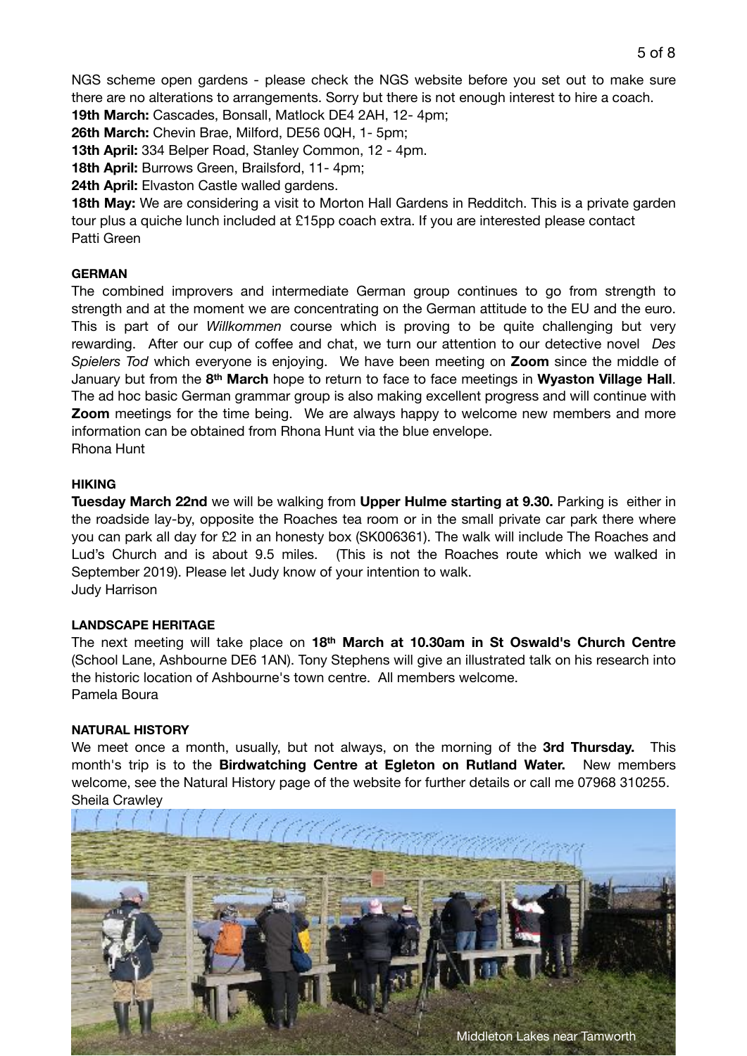NGS scheme open gardens - please check the NGS website before you set out to make sure there are no alterations to arrangements. Sorry but there is not enough interest to hire a coach.

**19th March:** Cascades, Bonsall, Matlock DE4 2AH, 12- 4pm;
**26th March:** Chevin Brae, Milford, DE56 0QH, 1- 5pm;
**13th April:** 334 Belper Road, Stanley Common, 12 - 4pm.
**18th April:** Burrows Green, Brailsford, 11- 4pm;
**24th April:** Elvaston Castle walled gardens.
**18th May:** We are considering a visit to Morton Hall Gardens in Redditch. This is a private garden tour plus a quiche lunch included at £15pp coach extra. If you are interested please contact Patti Green

### GERMAN

The combined improvers and intermediate German group continues to go from strength to strength and at the moment we are concentrating on the German attitude to the EU and the euro. This is part of our *Willkommen* course which is proving to be quite challenging but very rewarding. After our cup of coffee and chat, we turn our attention to our detective novel *Des Spielers Tod* which everyone is enjoying. We have been meeting on **Zoom** since the middle of January but from the **8th March** hope to return to face to face meetings in **Wyaston Village Hall**. The ad hoc basic German grammar group is also making excellent progress and will continue with **Zoom** meetings for the time being. We are always happy to welcome new members and more information can be obtained from Rhona Hunt via the blue envelope.
Rhona Hunt

### HIKING

**Tuesday March 22nd** we will be walking from **Upper Hulme starting at 9.30.** Parking is either in the roadside lay-by, opposite the Roaches tea room or in the small private car park there where you can park all day for £2 in an honesty box (SK006361). The walk will include The Roaches and Lud's Church and is about 9.5 miles. (This is not the Roaches route which we walked in September 2019). Please let Judy know of your intention to walk.
Judy Harrison

### LANDSCAPE HERITAGE

The next meeting will take place on **18th March at 10.30am in St Oswald's Church Centre** (School Lane, Ashbourne DE6 1AN). Tony Stephens will give an illustrated talk on his research into the historic location of Ashbourne's town centre. All members welcome.
Pamela Boura

### NATURAL HISTORY

We meet once a month, usually, but not always, on the morning of the **3rd Thursday.** This month's trip is to the **Birdwatching Centre at Egleton on Rutland Water.** New members welcome, see the Natural History page of the website for further details or call me 07968 310255.
Sheila Crawley

Middleton Lakes near Tamworth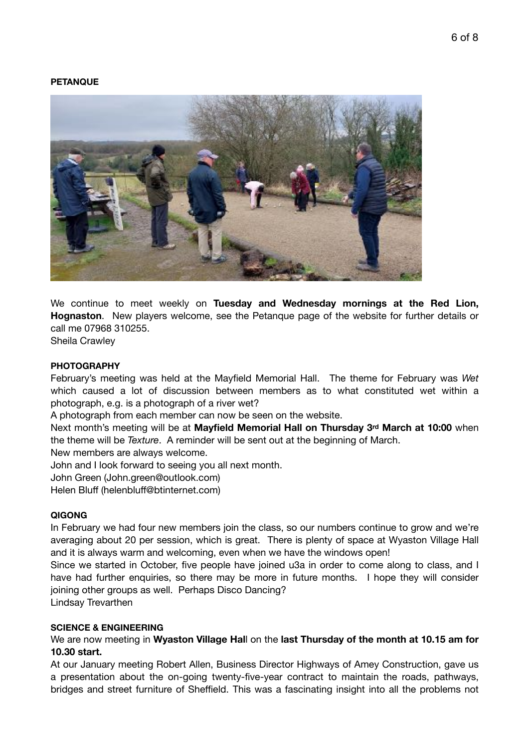**PETANQUE**

We continue to meet weekly on **Tuesday and Wednesday mornings at the Red Lion, Hognaston**. New players welcome, see the Petanque page of the website for further details or call me 07968 310255.
Sheila Crawley

**PHOTOGRAPHY**

February's meeting was held at the Mayfield Memorial Hall. The theme for February was *Wet* which caused a lot of discussion between members as to what constituted wet within a photograph, e.g. is a photograph of a river wet?

A photograph from each member can now be seen on the website.

Next month's meeting will be at **Mayfield Memorial Hall on Thursday 3rd March at 10:00** when the theme will be *Texture*. A reminder will be sent out at the beginning of March.

New members are always welcome.

John and I look forward to seeing you all next month.

John Green (John.green@outlook.com)
Helen Bluff (helenbluff@btinternet.com)

**QIGONG**

In February we had four new members join the class, so our numbers continue to grow and we're averaging about 20 per session, which is great. There is plenty of space at Wyaston Village Hall and it is always warm and welcoming, even when we have the windows open!

Since we started in October, five people have joined u3a in order to come along to class, and I have had further enquiries, so there may be more in future months. I hope they will consider joining other groups as well. Perhaps Disco Dancing?
Lindsay Trevarthen

**SCIENCE & ENGINEERING**

We are now meeting in **Wyaston Village Hal**l on the **last Thursday of the month at 10.15 am for 10.30 start.**

At our January meeting Robert Allen, Business Director Highways of Amey Construction, gave us a presentation about the on-going twenty-five-year contract to maintain the roads, pathways, bridges and street furniture of Sheffield. This was a fascinating insight into all the problems not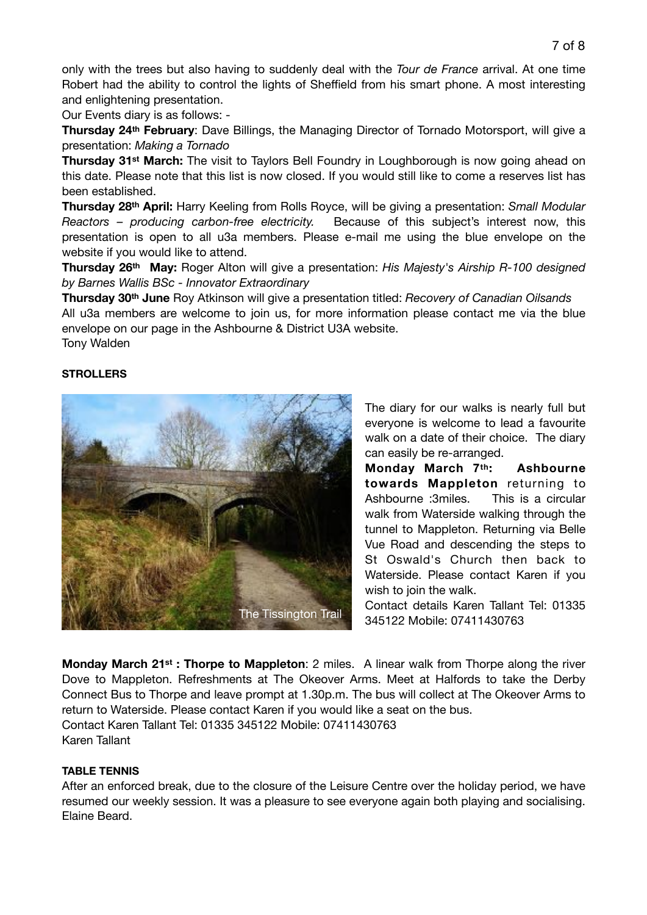only with the trees but also having to suddenly deal with the *Tour de France* arrival. At one time Robert had the ability to control the lights of Sheffield from his smart phone. A most interesting and enlightening presentation.

Our Events diary is as follows: -

**Thursday 24th February**: Dave Billings, the Managing Director of Tornado Motorsport, will give a presentation: *Making a Tornado*

**Thursday 31st March:** The visit to Taylors Bell Foundry in Loughborough is now going ahead on this date. Please note that this list is now closed. If you would still like to come a reserves list has been established.

**Thursday 28th April:** Harry Keeling from Rolls Royce, will be giving a presentation: *Small Modular Reactors – producing carbon-free electricity.* Because of this subject's interest now, this presentation is open to all u3a members. Please e-mail me using the blue envelope on the website if you would like to attend.

**Thursday 26th May:** Roger Alton will give a presentation: *His Majesty's Airship R-100 designed by Barnes Wallis BSc - Innovator Extraordinary*

**Thursday 30th June** Roy Atkinson will give a presentation titled: *Recovery of Canadian Oilsands*

All u3a members are welcome to join us, for more information please contact me via the blue envelope on our page in the Ashbourne & District U3A website.

Tony Walden

**STROLLERS**

The Tissington Trail

The diary for our walks is nearly full but everyone is welcome to lead a favourite walk on a date of their choice. The diary can easily be re-arranged.

**Monday March 7th: Ashbourne towards Mappleton** returning to Ashbourne :3miles. This is a circular walk from Waterside walking through the tunnel to Mappleton. Returning via Belle Vue Road and descending the steps to St Oswald's Church then back to Waterside. Please contact Karen if you wish to join the walk.

Contact details Karen Tallant Tel: 01335 345122 Mobile: 07411430763

**Monday March 21st : Thorpe to Mappleton**: 2 miles. A linear walk from Thorpe along the river Dove to Mappleton. Refreshments at The Okeover Arms. Meet at Halfords to take the Derby Connect Bus to Thorpe and leave prompt at 1.30p.m. The bus will collect at The Okeover Arms to return to Waterside. Please contact Karen if you would like a seat on the bus.

Contact Karen Tallant Tel: 01335 345122 Mobile: 07411430763

Karen Tallant

**TABLE TENNIS**

After an enforced break, due to the closure of the Leisure Centre over the holiday period, we have resumed our weekly session. It was a pleasure to see everyone again both playing and socialising.

Elaine Beard.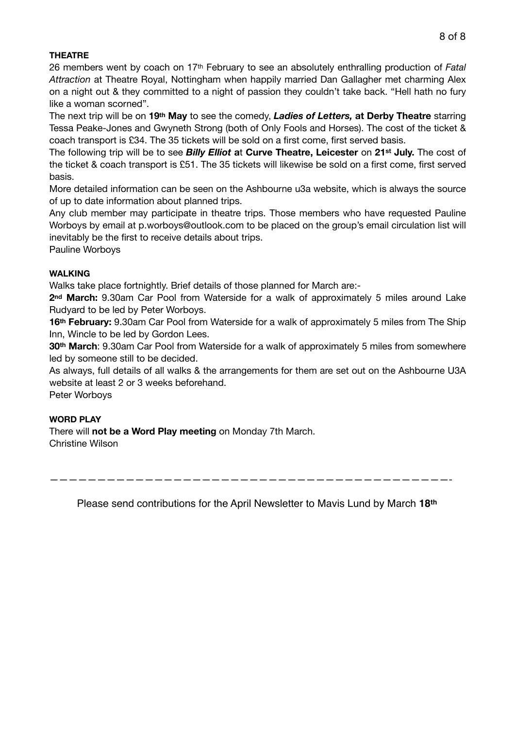**THEATRE**

26 members went by coach on 17th February to see an absolutely enthralling production of *Fatal Attraction* at Theatre Royal, Nottingham when happily married Dan Gallagher met charming Alex on a night out & they committed to a night of passion they couldn't take back. "Hell hath no fury like a woman scorned".

The next trip will be on **19th May** to see the comedy, ***Ladies of Letters,*** **at Derby Theatre** starring Tessa Peake-Jones and Gwyneth Strong (both of Only Fools and Horses). The cost of the ticket & coach transport is £34. The 35 tickets will be sold on a first come, first served basis.

The following trip will be to see ***Billy Elliot*** **a**t **Curve Theatre, Leicester** on **21st July.** The cost of the ticket & coach transport is £51. The 35 tickets will likewise be sold on a first come, first served basis.

More detailed information can be seen on the Ashbourne u3a website, which is always the source of up to date information about planned trips.

Any club member may participate in theatre trips. Those members who have requested Pauline Worboys by email at p.worboys@outlook.com to be placed on the group's email circulation list will inevitably be the first to receive details about trips.

Pauline Worboys

**WALKING**

Walks take place fortnightly. Brief details of those planned for March are:-

**2nd March:** 9.30am Car Pool from Waterside for a walk of approximately 5 miles around Lake Rudyard to be led by Peter Worboys.

**16th February:** 9.30am Car Pool from Waterside for a walk of approximately 5 miles from The Ship Inn, Wincle to be led by Gordon Lees.

**30th March**: 9.30am Car Pool from Waterside for a walk of approximately 5 miles from somewhere led by someone still to be decided.

As always, full details of all walks & the arrangements for them are set out on the Ashbourne U3A website at least 2 or 3 weeks beforehand.

Peter Worboys

**WORD PLAY**

There will **not be a Word Play meeting** on Monday 7th March.

Christine Wilson

---

Please send contributions for the April Newsletter to Mavis Lund by March **18th**